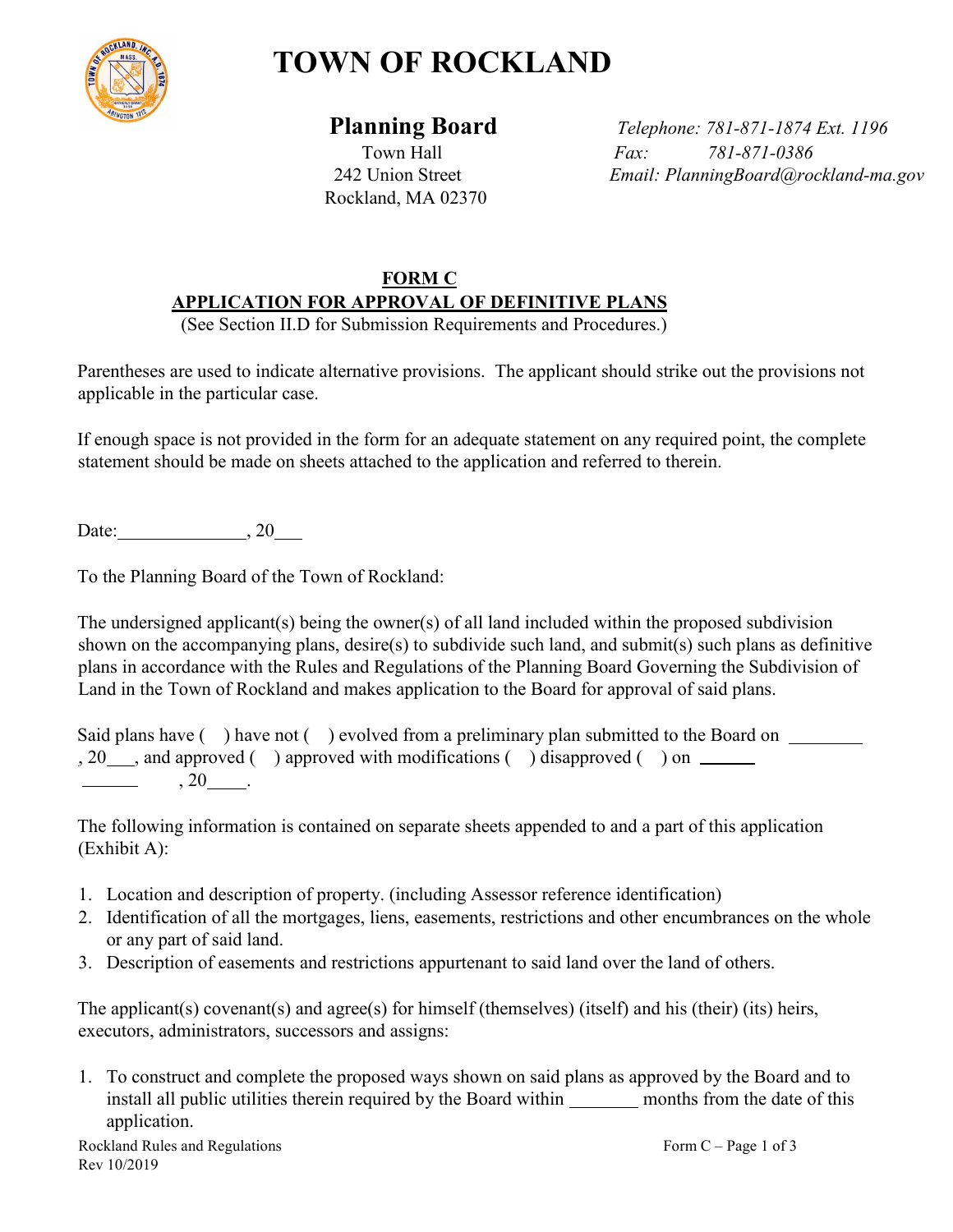# TOWN OF ROCKLAND

**Planning Board**
Town Hall
242 Union Street
Rockland, MA 02370

*Telephone: 781-871-1874 Ext. 1196*
*Fax: 781-871-0386*
*Email: PlanningBoard@rockland-ma.gov*

## FORM C
## APPLICATION FOR APPROVAL OF DEFINITIVE PLANS

(See Section II.D for Submission Requirements and Procedures.)

Parentheses are used to indicate alternative provisions. The applicant should strike out the provisions not applicable in the particular case.

If enough space is not provided in the form for an adequate statement on any required point, the complete statement should be made on sheets attached to the application and referred to therein.

Date:______________, 20___

To the Planning Board of the Town of Rockland:

The undersigned applicant(s) being the owner(s) of all land included within the proposed subdivision shown on the accompanying plans, desire(s) to subdivide such land, and submit(s) such plans as definitive plans in accordance with the Rules and Regulations of the Planning Board Governing the Subdivision of Land in the Town of Rockland and makes application to the Board for approval of said plans.

Said plans have ( ) have not ( ) evolved from a preliminary plan submitted to the Board on ________, 20___, and approved ( ) approved with modifications ( ) disapproved ( ) on ______ ______, 20____.

The following information is contained on separate sheets appended to and a part of this application (Exhibit A):

1. Location and description of property. (including Assessor reference identification)
2. Identification of all the mortgages, liens, easements, restrictions and other encumbrances on the whole or any part of said land.
3. Description of easements and restrictions appurtenant to said land over the land of others.

The applicant(s) covenant(s) and agree(s) for himself (themselves) (itself) and his (their) (its) heirs, executors, administrators, successors and assigns:

1. To construct and complete the proposed ways shown on said plans as approved by the Board and to install all public utilities therein required by the Board within _______ months from the date of this application.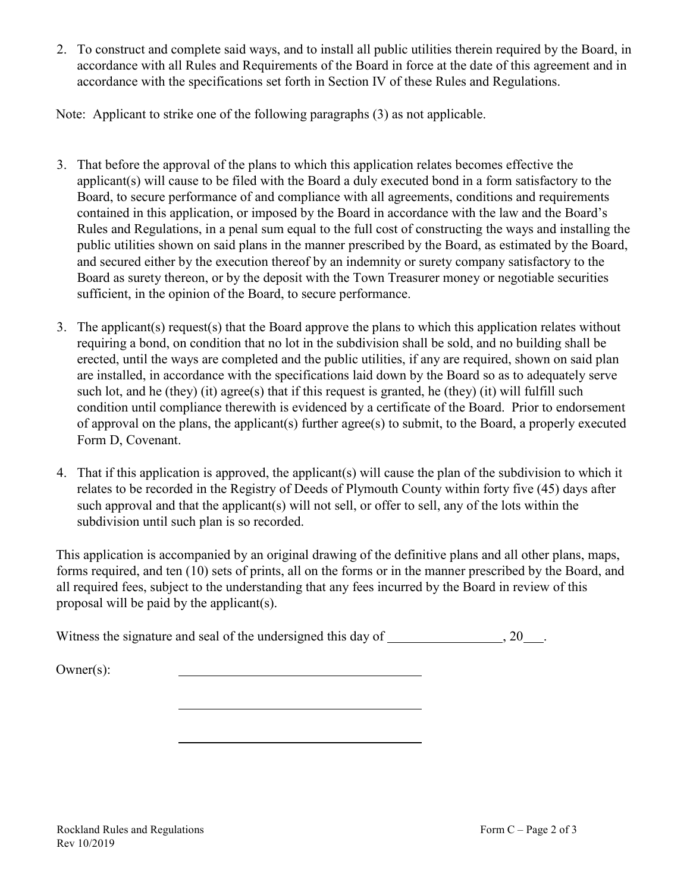2. To construct and complete said ways, and to install all public utilities therein required by the Board, in accordance with all Rules and Requirements of the Board in force at the date of this agreement and in accordance with the specifications set forth in Section IV of these Rules and Regulations.

Note: Applicant to strike one of the following paragraphs (3) as not applicable.

3. That before the approval of the plans to which this application relates becomes effective the applicant(s) will cause to be filed with the Board a duly executed bond in a form satisfactory to the Board, to secure performance of and compliance with all agreements, conditions and requirements contained in this application, or imposed by the Board in accordance with the law and the Board's Rules and Regulations, in a penal sum equal to the full cost of constructing the ways and installing the public utilities shown on said plans in the manner prescribed by the Board, as estimated by the Board, and secured either by the execution thereof by an indemnity or surety company satisfactory to the Board as surety thereon, or by the deposit with the Town Treasurer money or negotiable securities sufficient, in the opinion of the Board, to secure performance.

3. The applicant(s) request(s) that the Board approve the plans to which this application relates without requiring a bond, on condition that no lot in the subdivision shall be sold, and no building shall be erected, until the ways are completed and the public utilities, if any are required, shown on said plan are installed, in accordance with the specifications laid down by the Board so as to adequately serve such lot, and he (they) (it) agree(s) that if this request is granted, he (they) (it) will fulfill such condition until compliance therewith is evidenced by a certificate of the Board. Prior to endorsement of approval on the plans, the applicant(s) further agree(s) to submit, to the Board, a properly executed Form D, Covenant.

4. That if this application is approved, the applicant(s) will cause the plan of the subdivision to which it relates to be recorded in the Registry of Deeds of Plymouth County within forty five (45) days after such approval and that the applicant(s) will not sell, or offer to sell, any of the lots within the subdivision until such plan is so recorded.

This application is accompanied by an original drawing of the definitive plans and all other plans, maps, forms required, and ten (10) sets of prints, all on the forms or in the manner prescribed by the Board, and all required fees, subject to the understanding that any fees incurred by the Board in review of this proposal will be paid by the applicant(s).

Witness the signature and seal of the undersigned this day of _________________, 20___.

Owner(s): ____________________________________

____________________________________

____________________________________

Rockland Rules and Regulations
Rev 10/2019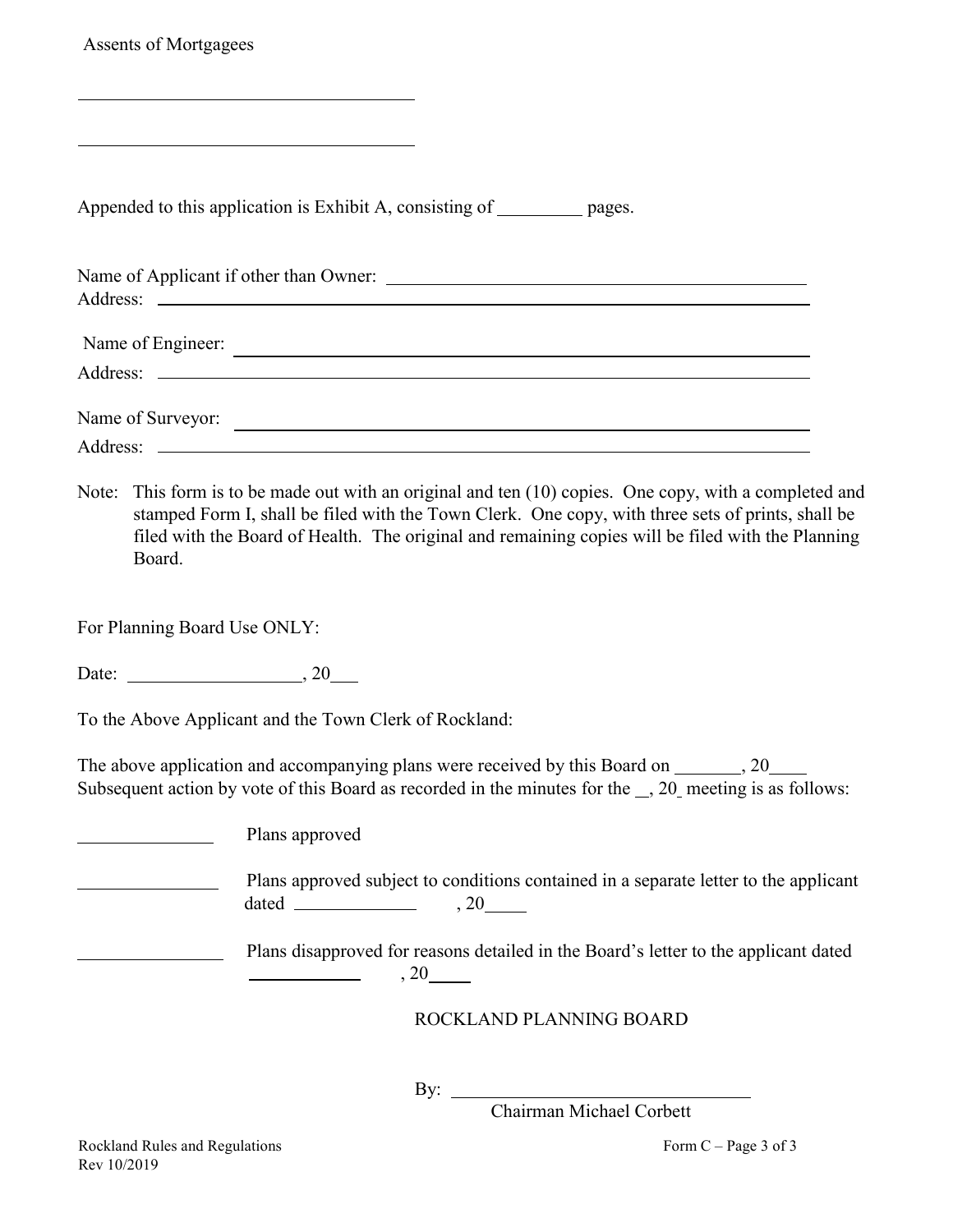Assents of Mortgagees

\_\_\_\_\_\_\_\_\_\_\_\_\_\_\_\_\_\_\_\_\_\_\_\_\_\_\_\_\_\_\_\_\_\_\_\_

\_\_\_\_\_\_\_\_\_\_\_\_\_\_\_\_\_\_\_\_\_\_\_\_\_\_\_\_\_\_\_\_\_\_\_\_

Appended to this application is Exhibit A, consisting of \_\_\_\_\_\_\_\_\_ pages.

Name of Applicant if other than Owner: \_\_\_\_\_\_\_\_\_\_\_\_\_\_\_\_\_\_\_\_\_\_\_\_\_\_\_\_\_\_\_\_\_\_\_\_\_\_\_\_\_\_\_\_\_\_
Address: \_\_\_\_\_\_\_\_\_\_\_\_\_\_\_\_\_\_\_\_\_\_\_\_\_\_\_\_\_\_\_\_\_\_\_\_\_\_\_\_\_\_\_\_\_\_\_\_\_\_\_\_\_\_\_\_\_\_\_\_\_\_\_\_\_\_\_\_\_\_\_\_\_\_

Name of Engineer: \_\_\_\_\_\_\_\_\_\_\_\_\_\_\_\_\_\_\_\_\_\_\_\_\_\_\_\_\_\_\_\_\_\_\_\_\_\_\_\_\_\_\_\_\_\_\_\_\_\_\_\_\_\_\_\_\_\_\_\_\_\_\_\_
Address: \_\_\_\_\_\_\_\_\_\_\_\_\_\_\_\_\_\_\_\_\_\_\_\_\_\_\_\_\_\_\_\_\_\_\_\_\_\_\_\_\_\_\_\_\_\_\_\_\_\_\_\_\_\_\_\_\_\_\_\_\_\_\_\_\_\_\_\_\_\_\_\_\_\_

Name of Surveyor: \_\_\_\_\_\_\_\_\_\_\_\_\_\_\_\_\_\_\_\_\_\_\_\_\_\_\_\_\_\_\_\_\_\_\_\_\_\_\_\_\_\_\_\_\_\_\_\_\_\_\_\_\_\_\_\_\_\_\_\_\_\_\_\_
Address: \_\_\_\_\_\_\_\_\_\_\_\_\_\_\_\_\_\_\_\_\_\_\_\_\_\_\_\_\_\_\_\_\_\_\_\_\_\_\_\_\_\_\_\_\_\_\_\_\_\_\_\_\_\_\_\_\_\_\_\_\_\_\_\_\_\_\_\_\_\_\_\_\_\_

Note: This form is to be made out with an original and ten (10) copies. One copy, with a completed and stamped Form I, shall be filed with the Town Clerk. One copy, with three sets of prints, shall be filed with the Board of Health. The original and remaining copies will be filed with the Planning Board.

For Planning Board Use ONLY:

Date: \_\_\_\_\_\_\_\_\_\_\_\_\_\_\_\_\_\_\_, 20\_\_\_

To the Above Applicant and the Town Clerk of Rockland:

The above application and accompanying plans were received by this Board on \_\_\_\_\_\_\_, 20\_\_\_\_
Subsequent action by vote of this Board as recorded in the minutes for the \_\_, 20\_ meeting is as follows:

\_\_\_\_\_\_\_\_\_\_\_\_\_\_\_ Plans approved

\_\_\_\_\_\_\_\_\_\_\_\_\_\_\_ Plans approved subject to conditions contained in a separate letter to the applicant dated \_\_\_\_\_\_\_\_\_\_\_\_\_ , 20\_\_\_\_\_

\_\_\_\_\_\_\_\_\_\_\_\_\_\_\_ Plans disapproved for reasons detailed in the Board's letter to the applicant dated \_\_\_\_\_\_\_\_\_\_\_\_ , 20\_\_\_\_\_

ROCKLAND PLANNING BOARD

By: \_\_\_\_\_\_\_\_\_\_\_\_\_\_\_\_\_\_\_\_\_\_\_\_\_\_\_\_\_\_\_\_
Chairman Michael Corbett

Rockland Rules and Regulations
Rev 10/2019

Form C – Page 3 of 3